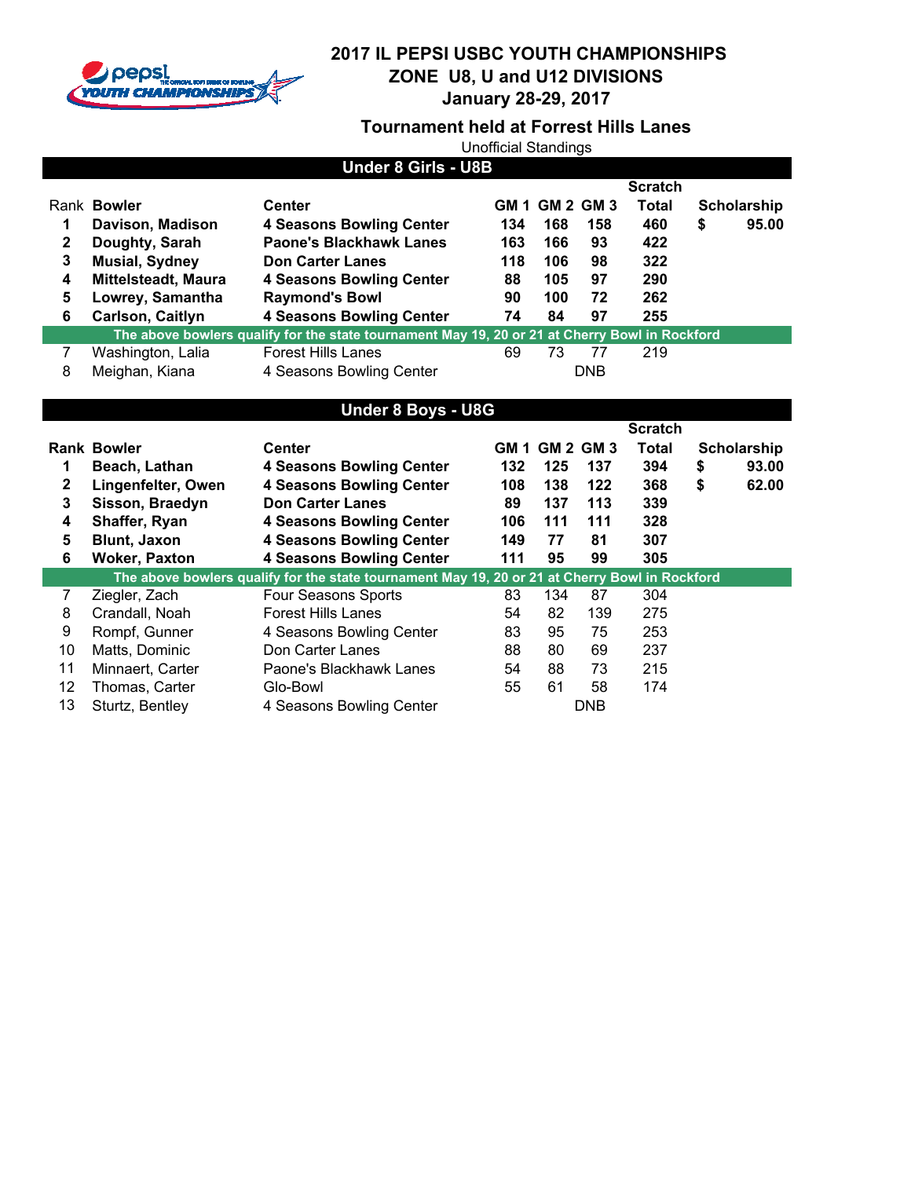# 2017 IL PEPSI USBC YOUTH CHAMPIONSHIPS
## ZONE U8, U and U12 DIVISIONS
## January 28-29, 2017

### Tournament held at Forrest Hills Lanes

Unofficial Standings

**Under 8 Girls - U8B**

| Rank | Bowler | Center | GM 1 | GM 2 | GM 3 | Scratch Total | Scholarship |
|---|---|---|---|---|---|---|---|
| **1** | **Davison, Madison** | **4 Seasons Bowling Center** | **134** | **168** | **158** | **460** | **$ 95.00** |
| **2** | **Doughty, Sarah** | **Paone's Blackhawk Lanes** | **163** | **166** | **93** | **422** | |
| **3** | **Musial, Sydney** | **Don Carter Lanes** | **118** | **106** | **98** | **322** | |
| **4** | **Mittelsteadt, Maura** | **4 Seasons Bowling Center** | **88** | **105** | **97** | **290** | |
| **5** | **Lowrey, Samantha** | **Raymond's Bowl** | **90** | **100** | **72** | **262** | |
| **6** | **Carlson, Caitlyn** | **4 Seasons Bowling Center** | **74** | **84** | **97** | **255** | |
| | **The above bowlers qualify for the state tournament May 19, 20 or 21 at Cherry Bowl in Rockford** | | | | | | |
| 7 | Washington, Lalia | Forest Hills Lanes | 69 | 73 | 77 | 219 | |
| 8 | Meighan, Kiana | 4 Seasons Bowling Center | | | DNB | | |

**Under 8 Boys - U8G**

| Rank | Bowler | Center | GM 1 | GM 2 | GM 3 | Scratch Total | Scholarship |
|---|---|---|---|---|---|---|---|
| **1** | **Beach, Lathan** | **4 Seasons Bowling Center** | **132** | **125** | **137** | **394** | **$ 93.00** |
| **2** | **Lingenfelter, Owen** | **4 Seasons Bowling Center** | **108** | **138** | **122** | **368** | **$ 62.00** |
| **3** | **Sisson, Braedyn** | **Don Carter Lanes** | **89** | **137** | **113** | **339** | |
| **4** | **Shaffer, Ryan** | **4 Seasons Bowling Center** | **106** | **111** | **111** | **328** | |
| **5** | **Blunt, Jaxon** | **4 Seasons Bowling Center** | **149** | **77** | **81** | **307** | |
| **6** | **Woker, Paxton** | **4 Seasons Bowling Center** | **111** | **95** | **99** | **305** | |
| | **The above bowlers qualify for the state tournament May 19, 20 or 21 at Cherry Bowl in Rockford** | | | | | | |
| 7 | Ziegler, Zach | Four Seasons Sports | 83 | 134 | 87 | 304 | |
| 8 | Crandall, Noah | Forest Hills Lanes | 54 | 82 | 139 | 275 | |
| 9 | Rompf, Gunner | 4 Seasons Bowling Center | 83 | 95 | 75 | 253 | |
| 10 | Matts, Dominic | Don Carter Lanes | 88 | 80 | 69 | 237 | |
| 11 | Minnaert, Carter | Paone's Blackhawk Lanes | 54 | 88 | 73 | 215 | |
| 12 | Thomas, Carter | Glo-Bowl | 55 | 61 | 58 | 174 | |
| 13 | Sturtz, Bentley | 4 Seasons Bowling Center | | | DNB | | |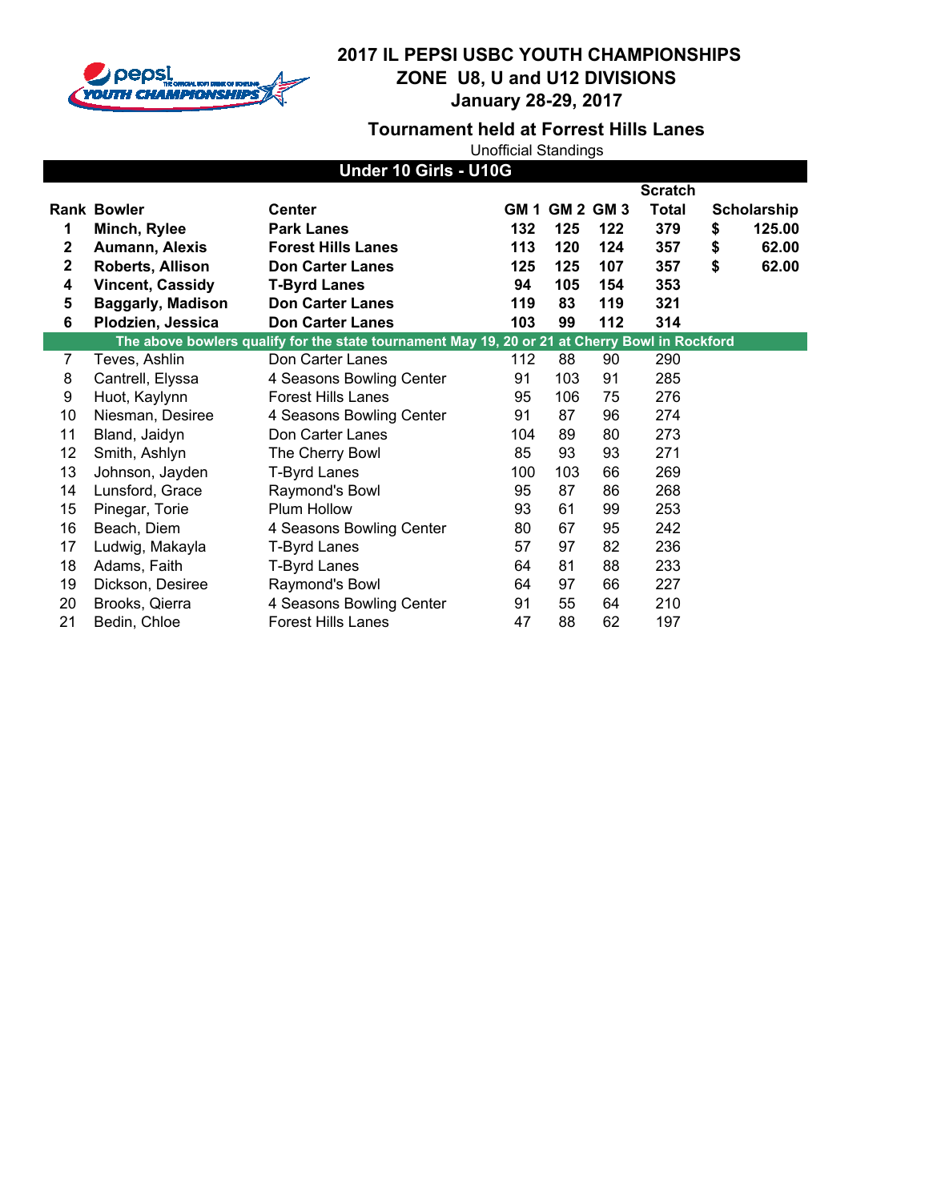# 2017 IL PEPSI USBC YOUTH CHAMPIONSHIPS
## ZONE U8, U and U12 DIVISIONS
### January 28-29, 2017

### Tournament held at Forrest Hills Lanes

Unofficial Standings

**Under 10 Girls - U10G**

| Rank | Bowler | Center | GM 1 | GM 2 | GM 3 | Scratch Total | Scholarship |
|---|---|---|---|---|---|---|---|
| **1** | **Minch, Rylee** | **Park Lanes** | **132** | **125** | **122** | **379** | **$ 125.00** |
| **2** | **Aumann, Alexis** | **Forest Hills Lanes** | **113** | **120** | **124** | **357** | **$ 62.00** |
| **2** | **Roberts, Allison** | **Don Carter Lanes** | **125** | **125** | **107** | **357** | **$ 62.00** |
| **4** | **Vincent, Cassidy** | **T-Byrd Lanes** | **94** | **105** | **154** | **353** | |
| **5** | **Baggarly, Madison** | **Don Carter Lanes** | **119** | **83** | **119** | **321** | |
| **6** | **Plodzien, Jessica** | **Don Carter Lanes** | **103** | **99** | **112** | **314** | |
| | **The above bowlers qualify for the state tournament May 19, 20 or 21 at Cherry Bowl in Rockford** | | | | | | |
| 7 | Teves, Ashlin | Don Carter Lanes | 112 | 88 | 90 | 290 | |
| 8 | Cantrell, Elyssa | 4 Seasons Bowling Center | 91 | 103 | 91 | 285 | |
| 9 | Huot, Kaylynn | Forest Hills Lanes | 95 | 106 | 75 | 276 | |
| 10 | Niesman, Desiree | 4 Seasons Bowling Center | 91 | 87 | 96 | 274 | |
| 11 | Bland, Jaidyn | Don Carter Lanes | 104 | 89 | 80 | 273 | |
| 12 | Smith, Ashlyn | The Cherry Bowl | 85 | 93 | 93 | 271 | |
| 13 | Johnson, Jayden | T-Byrd Lanes | 100 | 103 | 66 | 269 | |
| 14 | Lunsford, Grace | Raymond's Bowl | 95 | 87 | 86 | 268 | |
| 15 | Pinegar, Torie | Plum Hollow | 93 | 61 | 99 | 253 | |
| 16 | Beach, Diem | 4 Seasons Bowling Center | 80 | 67 | 95 | 242 | |
| 17 | Ludwig, Makayla | T-Byrd Lanes | 57 | 97 | 82 | 236 | |
| 18 | Adams, Faith | T-Byrd Lanes | 64 | 81 | 88 | 233 | |
| 19 | Dickson, Desiree | Raymond's Bowl | 64 | 97 | 66 | 227 | |
| 20 | Brooks, Qierra | 4 Seasons Bowling Center | 91 | 55 | 64 | 210 | |
| 21 | Bedin, Chloe | Forest Hills Lanes | 47 | 88 | 62 | 197 | |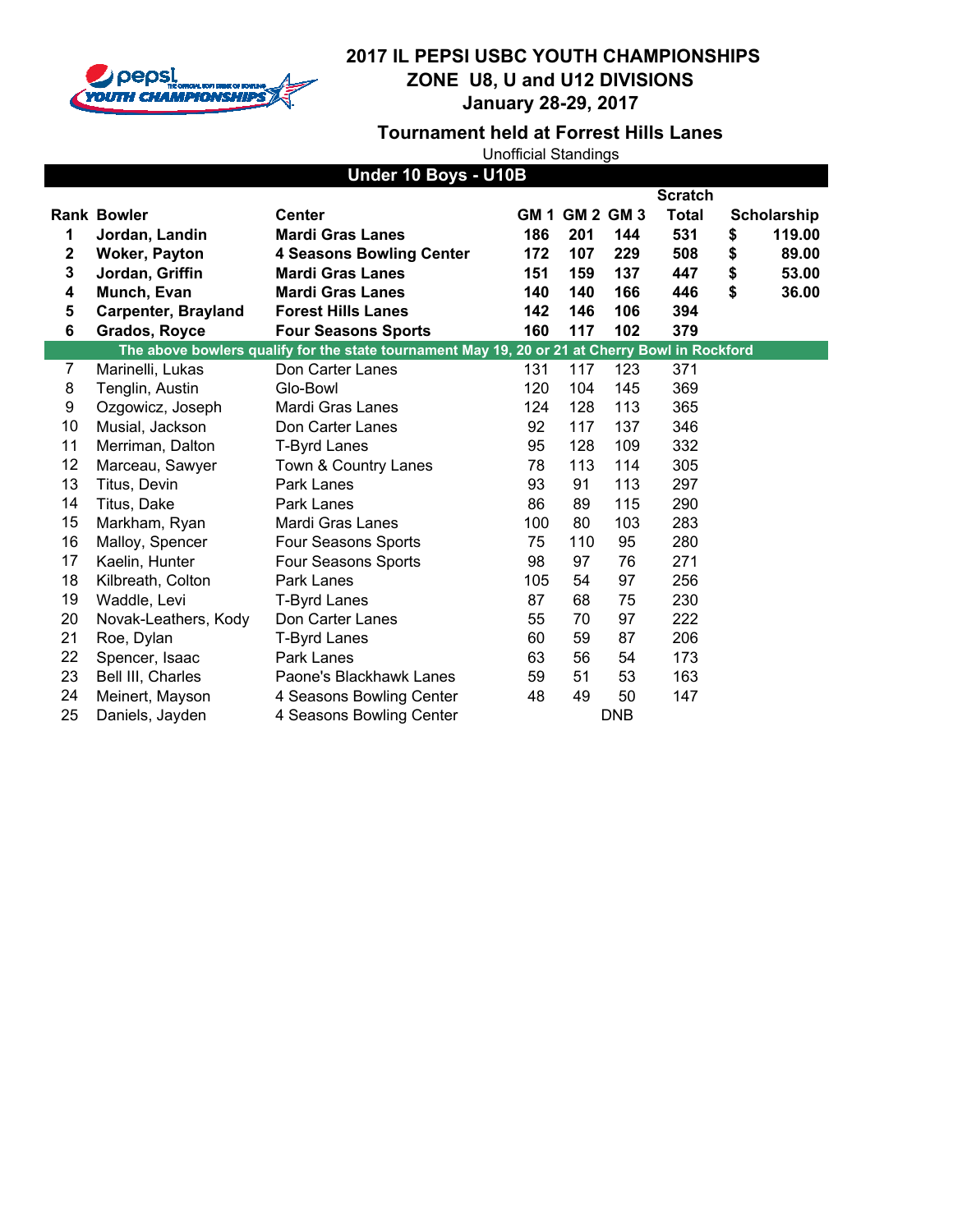# 2017 IL PEPSI USBC YOUTH CHAMPIONSHIPS
## ZONE U8, U and U12 DIVISIONS
## January 28-29, 2017

### Tournament held at Forrest Hills Lanes

Unofficial Standings

**Under 10 Boys - U10B**

| Rank | Bowler | Center | GM 1 | GM 2 | GM 3 | Scratch Total | Scholarship |
|---|---|---|---|---|---|---|---|
| **1** | **Jordan, Landin** | **Mardi Gras Lanes** | **186** | **201** | **144** | **531** | **$ 119.00** |
| **2** | **Woker, Payton** | **4 Seasons Bowling Center** | **172** | **107** | **229** | **508** | **$ 89.00** |
| **3** | **Jordan, Griffin** | **Mardi Gras Lanes** | **151** | **159** | **137** | **447** | **$ 53.00** |
| **4** | **Munch, Evan** | **Mardi Gras Lanes** | **140** | **140** | **166** | **446** | **$ 36.00** |
| **5** | **Carpenter, Brayland** | **Forest Hills Lanes** | **142** | **146** | **106** | **394** | |
| **6** | **Grados, Royce** | **Four Seasons Sports** | **160** | **117** | **102** | **379** | |
| **The above bowlers qualify for the state tournament May 19, 20 or 21 at Cherry Bowl in Rockford** | | | | | | | |
| 7 | Marinelli, Lukas | Don Carter Lanes | 131 | 117 | 123 | 371 | |
| 8 | Tenglin, Austin | Glo-Bowl | 120 | 104 | 145 | 369 | |
| 9 | Ozgowicz, Joseph | Mardi Gras Lanes | 124 | 128 | 113 | 365 | |
| 10 | Musial, Jackson | Don Carter Lanes | 92 | 117 | 137 | 346 | |
| 11 | Merriman, Dalton | T-Byrd Lanes | 95 | 128 | 109 | 332 | |
| 12 | Marceau, Sawyer | Town & Country Lanes | 78 | 113 | 114 | 305 | |
| 13 | Titus, Devin | Park Lanes | 93 | 91 | 113 | 297 | |
| 14 | Titus, Dake | Park Lanes | 86 | 89 | 115 | 290 | |
| 15 | Markham, Ryan | Mardi Gras Lanes | 100 | 80 | 103 | 283 | |
| 16 | Malloy, Spencer | Four Seasons Sports | 75 | 110 | 95 | 280 | |
| 17 | Kaelin, Hunter | Four Seasons Sports | 98 | 97 | 76 | 271 | |
| 18 | Kilbreath, Colton | Park Lanes | 105 | 54 | 97 | 256 | |
| 19 | Waddle, Levi | T-Byrd Lanes | 87 | 68 | 75 | 230 | |
| 20 | Novak-Leathers, Kody | Don Carter Lanes | 55 | 70 | 97 | 222 | |
| 21 | Roe, Dylan | T-Byrd Lanes | 60 | 59 | 87 | 206 | |
| 22 | Spencer, Isaac | Park Lanes | 63 | 56 | 54 | 173 | |
| 23 | Bell III, Charles | Paone's Blackhawk Lanes | 59 | 51 | 53 | 163 | |
| 24 | Meinert, Mayson | 4 Seasons Bowling Center | 48 | 49 | 50 | 147 | |
| 25 | Daniels, Jayden | 4 Seasons Bowling Center | | DNB | | | |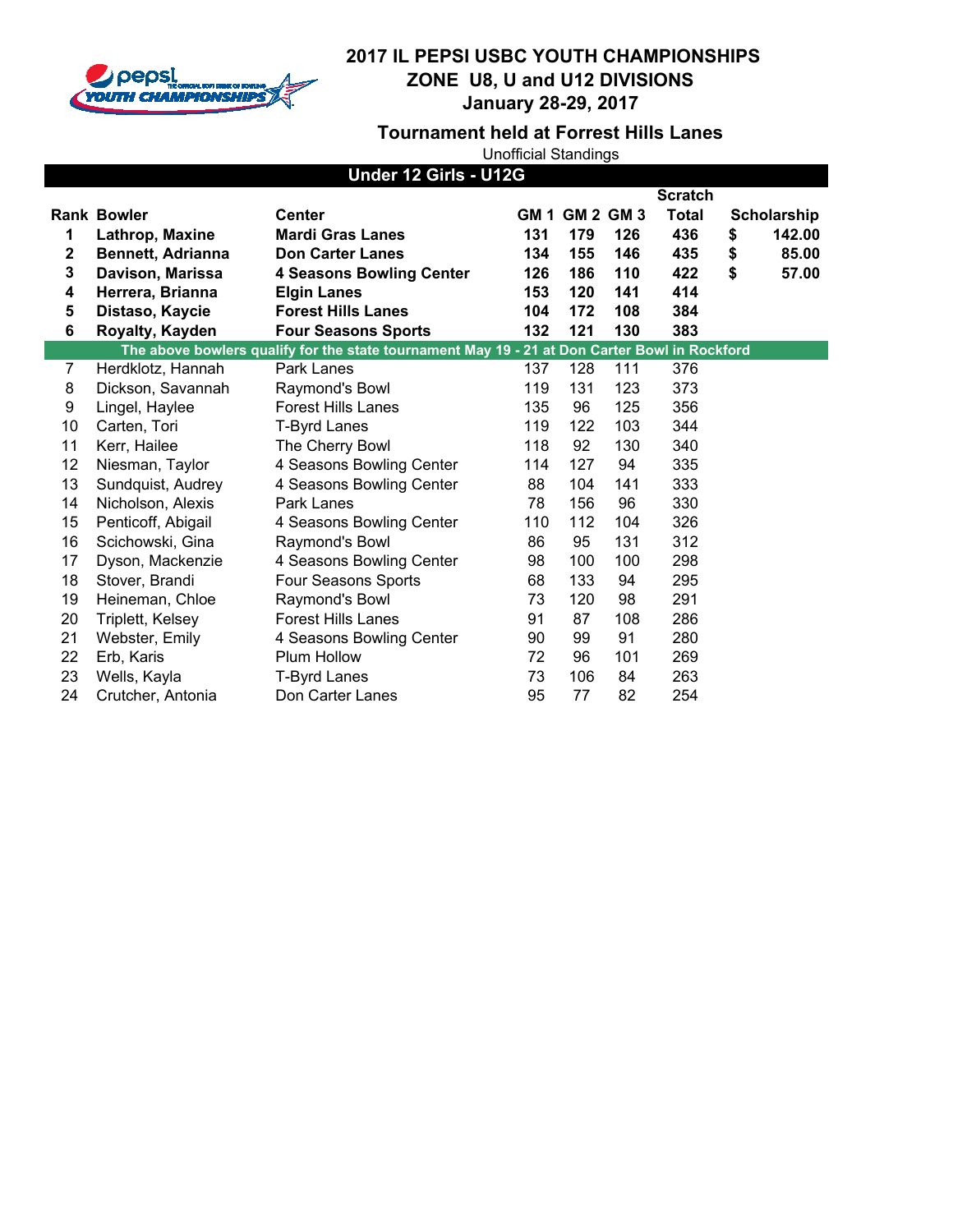# 2017 IL PEPSI USBC YOUTH CHAMPIONSHIPS
## ZONE U8, U and U12 DIVISIONS
### January 28-29, 2017

### Tournament held at Forrest Hills Lanes

Unofficial Standings

**Under 12 Girls - U12G**

| Rank | Bowler | Center | GM 1 | GM 2 | GM 3 | Scratch Total | Scholarship |
|---|---|---|---|---|---|---|---|
| **1** | **Lathrop, Maxine** | **Mardi Gras Lanes** | **131** | **179** | **126** | **436** | **$ 142.00** |
| **2** | **Bennett, Adrianna** | **Don Carter Lanes** | **134** | **155** | **146** | **435** | **$ 85.00** |
| **3** | **Davison, Marissa** | **4 Seasons Bowling Center** | **126** | **186** | **110** | **422** | **$ 57.00** |
| **4** | **Herrera, Brianna** | **Elgin Lanes** | **153** | **120** | **141** | **414** | |
| **5** | **Distaso, Kaycie** | **Forest Hills Lanes** | **104** | **172** | **108** | **384** | |
| **6** | **Royalty, Kayden** | **Four Seasons Sports** | **132** | **121** | **130** | **383** | |
| | **The above bowlers qualify for the state tournament May 19 - 21 at Don Carter Bowl in Rockford** | | | | | | |
| 7 | Herdklotz, Hannah | Park Lanes | 137 | 128 | 111 | 376 | |
| 8 | Dickson, Savannah | Raymond's Bowl | 119 | 131 | 123 | 373 | |
| 9 | Lingel, Haylee | Forest Hills Lanes | 135 | 96 | 125 | 356 | |
| 10 | Carten, Tori | T-Byrd Lanes | 119 | 122 | 103 | 344 | |
| 11 | Kerr, Hailee | The Cherry Bowl | 118 | 92 | 130 | 340 | |
| 12 | Niesman, Taylor | 4 Seasons Bowling Center | 114 | 127 | 94 | 335 | |
| 13 | Sundquist, Audrey | 4 Seasons Bowling Center | 88 | 104 | 141 | 333 | |
| 14 | Nicholson, Alexis | Park Lanes | 78 | 156 | 96 | 330 | |
| 15 | Penticoff, Abigail | 4 Seasons Bowling Center | 110 | 112 | 104 | 326 | |
| 16 | Scichowski, Gina | Raymond's Bowl | 86 | 95 | 131 | 312 | |
| 17 | Dyson, Mackenzie | 4 Seasons Bowling Center | 98 | 100 | 100 | 298 | |
| 18 | Stover, Brandi | Four Seasons Sports | 68 | 133 | 94 | 295 | |
| 19 | Heineman, Chloe | Raymond's Bowl | 73 | 120 | 98 | 291 | |
| 20 | Triplett, Kelsey | Forest Hills Lanes | 91 | 87 | 108 | 286 | |
| 21 | Webster, Emily | 4 Seasons Bowling Center | 90 | 99 | 91 | 280 | |
| 22 | Erb, Karis | Plum Hollow | 72 | 96 | 101 | 269 | |
| 23 | Wells, Kayla | T-Byrd Lanes | 73 | 106 | 84 | 263 | |
| 24 | Crutcher, Antonia | Don Carter Lanes | 95 | 77 | 82 | 254 | |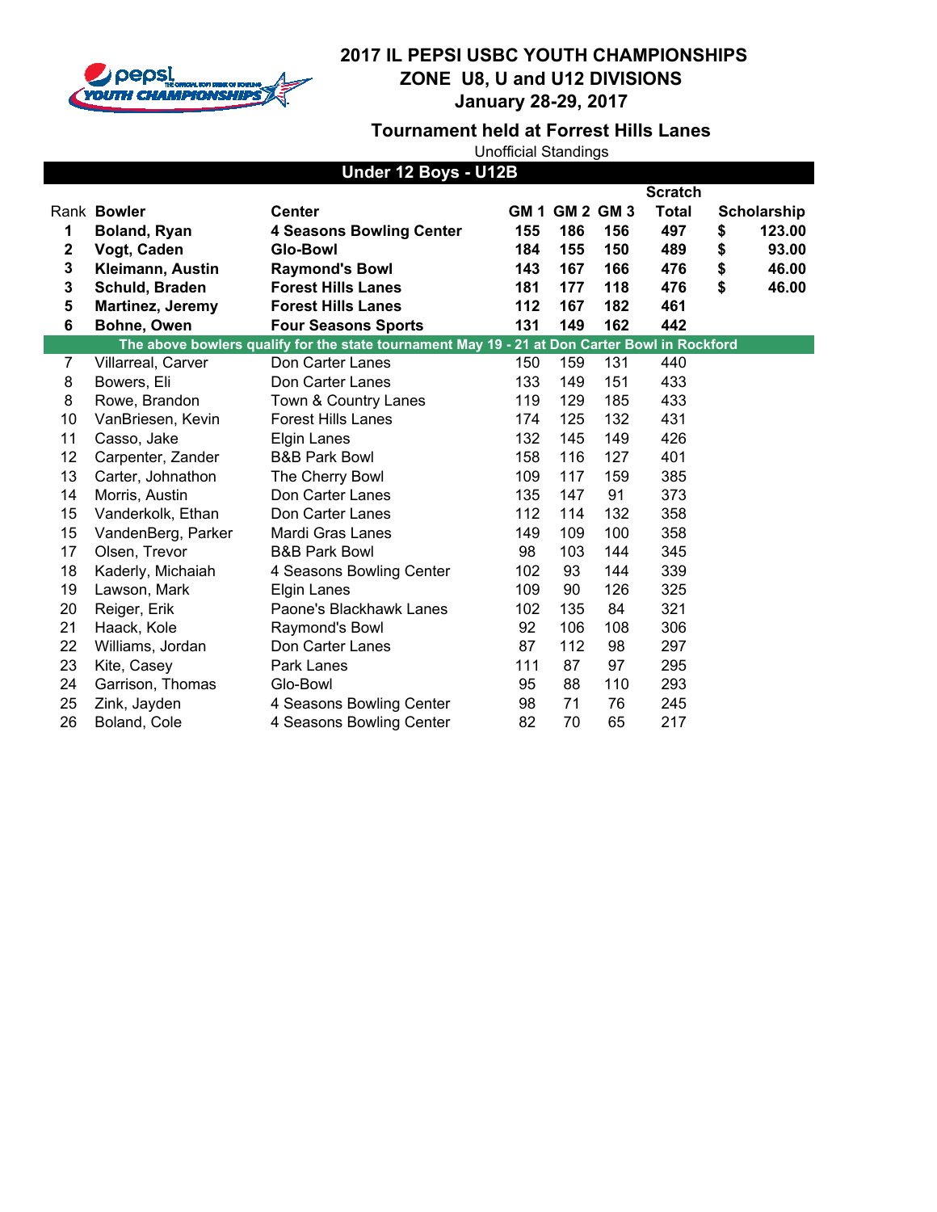# 2017 IL PEPSI USBC YOUTH CHAMPIONSHIPS
## ZONE U8, U and U12 DIVISIONS
### January 28-29, 2017

**Tournament held at Forrest Hills Lanes**

Unofficial Standings

**Under 12 Boys - U12B**

| Rank | Bowler | Center | GM 1 | GM 2 | GM 3 | Scratch Total | Scholarship |
|---|---|---|---|---|---|---|---|
| **1** | **Boland, Ryan** | **4 Seasons Bowling Center** | **155** | **186** | **156** | **497** | **$ 123.00** |
| **2** | **Vogt, Caden** | **Glo-Bowl** | **184** | **155** | **150** | **489** | **$ 93.00** |
| **3** | **Kleimann, Austin** | **Raymond's Bowl** | **143** | **167** | **166** | **476** | **$ 46.00** |
| **3** | **Schuld, Braden** | **Forest Hills Lanes** | **181** | **177** | **118** | **476** | **$ 46.00** |
| **5** | **Martinez, Jeremy** | **Forest Hills Lanes** | **112** | **167** | **182** | **461** | |
| **6** | **Bohne, Owen** | **Four Seasons Sports** | **131** | **149** | **162** | **442** | |
| | **The above bowlers qualify for the state tournament May 19 - 21 at Don Carter Bowl in Rockford** | | | | | | |
| 7 | Villarreal, Carver | Don Carter Lanes | 150 | 159 | 131 | 440 | |
| 8 | Bowers, Eli | Don Carter Lanes | 133 | 149 | 151 | 433 | |
| 8 | Rowe, Brandon | Town & Country Lanes | 119 | 129 | 185 | 433 | |
| 10 | VanBriesen, Kevin | Forest Hills Lanes | 174 | 125 | 132 | 431 | |
| 11 | Casso, Jake | Elgin Lanes | 132 | 145 | 149 | 426 | |
| 12 | Carpenter, Zander | B&B Park Bowl | 158 | 116 | 127 | 401 | |
| 13 | Carter, Johnathon | The Cherry Bowl | 109 | 117 | 159 | 385 | |
| 14 | Morris, Austin | Don Carter Lanes | 135 | 147 | 91 | 373 | |
| 15 | Vanderkolk, Ethan | Don Carter Lanes | 112 | 114 | 132 | 358 | |
| 15 | VandenBerg, Parker | Mardi Gras Lanes | 149 | 109 | 100 | 358 | |
| 17 | Olsen, Trevor | B&B Park Bowl | 98 | 103 | 144 | 345 | |
| 18 | Kaderly, Michaiah | 4 Seasons Bowling Center | 102 | 93 | 144 | 339 | |
| 19 | Lawson, Mark | Elgin Lanes | 109 | 90 | 126 | 325 | |
| 20 | Reiger, Erik | Paone's Blackhawk Lanes | 102 | 135 | 84 | 321 | |
| 21 | Haack, Kole | Raymond's Bowl | 92 | 106 | 108 | 306 | |
| 22 | Williams, Jordan | Don Carter Lanes | 87 | 112 | 98 | 297 | |
| 23 | Kite, Casey | Park Lanes | 111 | 87 | 97 | 295 | |
| 24 | Garrison, Thomas | Glo-Bowl | 95 | 88 | 110 | 293 | |
| 25 | Zink, Jayden | 4 Seasons Bowling Center | 98 | 71 | 76 | 245 | |
| 26 | Boland, Cole | 4 Seasons Bowling Center | 82 | 70 | 65 | 217 | |